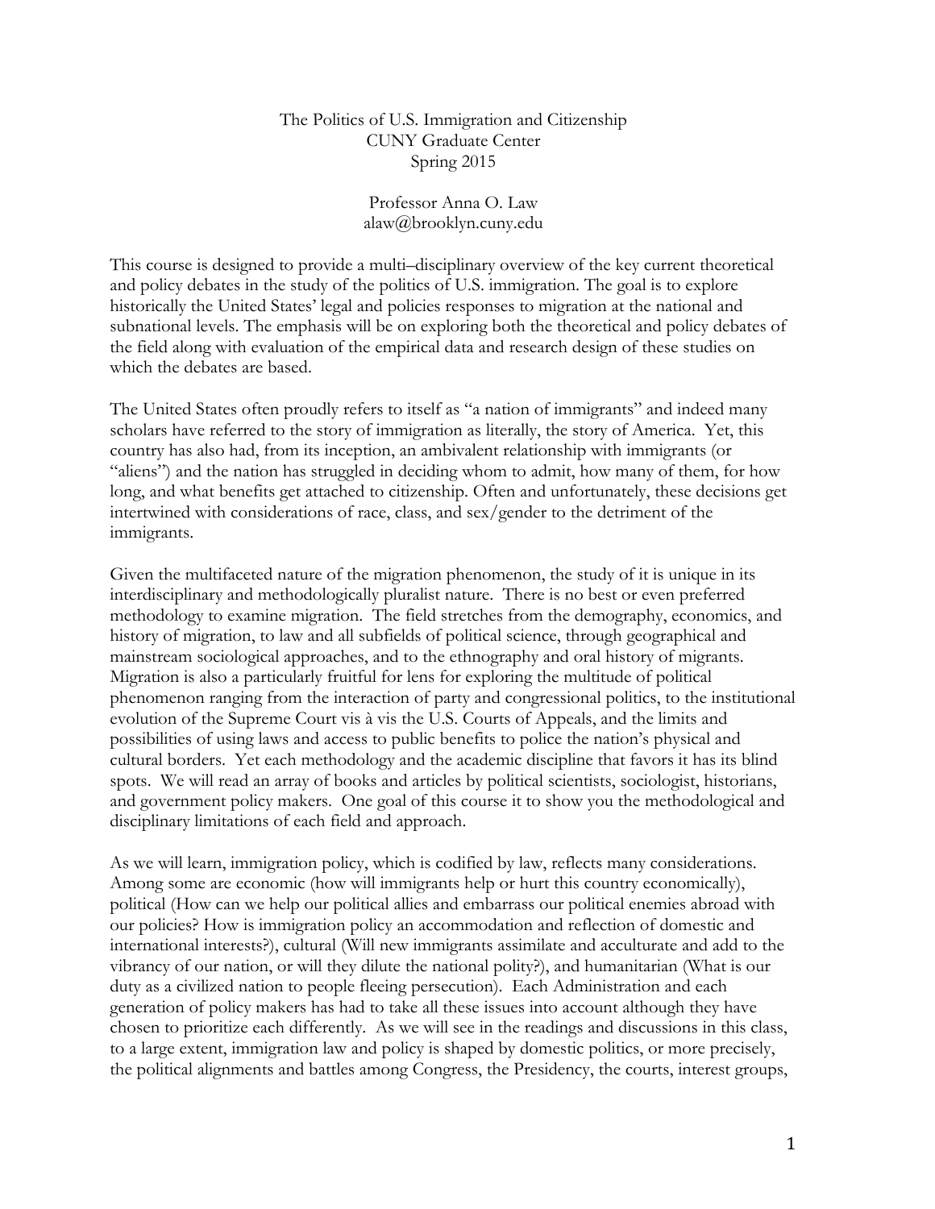The Politics of U.S. Immigration and Citizenship
CUNY Graduate Center
Spring 2015

Professor Anna O. Law
alaw@brooklyn.cuny.edu

This course is designed to provide a multi–disciplinary overview of the key current theoretical and policy debates in the study of the politics of U.S. immigration. The goal is to explore historically the United States' legal and policies responses to migration at the national and subnational levels. The emphasis will be on exploring both the theoretical and policy debates of the field along with evaluation of the empirical data and research design of these studies on which the debates are based.

The United States often proudly refers to itself as "a nation of immigrants" and indeed many scholars have referred to the story of immigration as literally, the story of America. Yet, this country has also had, from its inception, an ambivalent relationship with immigrants (or "aliens") and the nation has struggled in deciding whom to admit, how many of them, for how long, and what benefits get attached to citizenship. Often and unfortunately, these decisions get intertwined with considerations of race, class, and sex/gender to the detriment of the immigrants.

Given the multifaceted nature of the migration phenomenon, the study of it is unique in its interdisciplinary and methodologically pluralist nature. There is no best or even preferred methodology to examine migration. The field stretches from the demography, economics, and history of migration, to law and all subfields of political science, through geographical and mainstream sociological approaches, and to the ethnography and oral history of migrants. Migration is also a particularly fruitful for lens for exploring the multitude of political phenomenon ranging from the interaction of party and congressional politics, to the institutional evolution of the Supreme Court vis à vis the U.S. Courts of Appeals, and the limits and possibilities of using laws and access to public benefits to police the nation's physical and cultural borders. Yet each methodology and the academic discipline that favors it has its blind spots. We will read an array of books and articles by political scientists, sociologist, historians, and government policy makers. One goal of this course it to show you the methodological and disciplinary limitations of each field and approach.

As we will learn, immigration policy, which is codified by law, reflects many considerations. Among some are economic (how will immigrants help or hurt this country economically), political (How can we help our political allies and embarrass our political enemies abroad with our policies? How is immigration policy an accommodation and reflection of domestic and international interests?), cultural (Will new immigrants assimilate and acculturate and add to the vibrancy of our nation, or will they dilute the national polity?), and humanitarian (What is our duty as a civilized nation to people fleeing persecution). Each Administration and each generation of policy makers has had to take all these issues into account although they have chosen to prioritize each differently. As we will see in the readings and discussions in this class, to a large extent, immigration law and policy is shaped by domestic politics, or more precisely, the political alignments and battles among Congress, the Presidency, the courts, interest groups,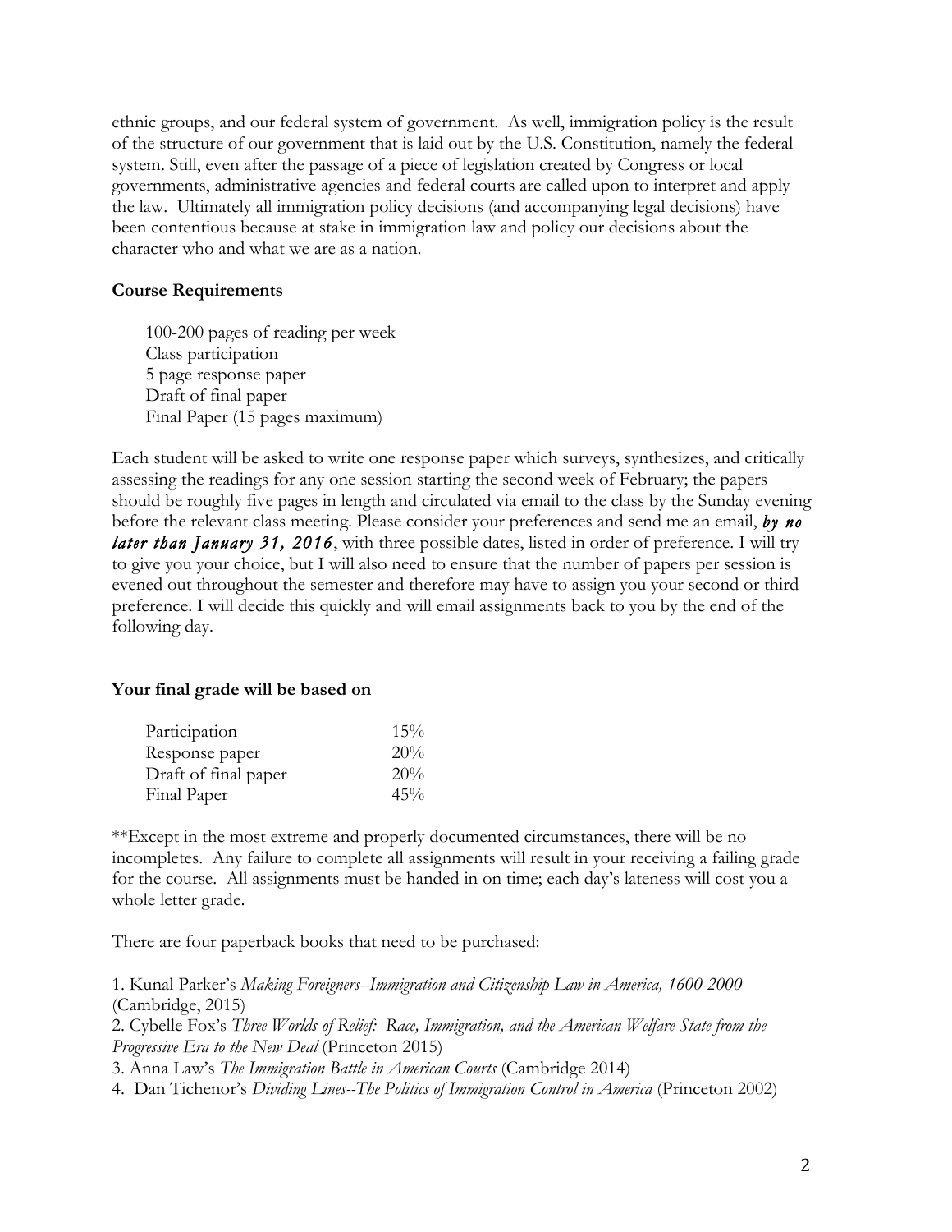ethnic groups, and our federal system of government. As well, immigration policy is the result of the structure of our government that is laid out by the U.S. Constitution, namely the federal system. Still, even after the passage of a piece of legislation created by Congress or local governments, administrative agencies and federal courts are called upon to interpret and apply the law. Ultimately all immigration policy decisions (and accompanying legal decisions) have been contentious because at stake in immigration law and policy our decisions about the character who and what we are as a nation.

**Course Requirements**

100-200 pages of reading per week
Class participation
5 page response paper
Draft of final paper
Final Paper (15 pages maximum)

Each student will be asked to write one response paper which surveys, synthesizes, and critically assessing the readings for any one session starting the second week of February; the papers should be roughly five pages in length and circulated via email to the class by the Sunday evening before the relevant class meeting. Please consider your preferences and send me an email, ***by no later than January 31, 2016***, with three possible dates, listed in order of preference. I will try to give you your choice, but I will also need to ensure that the number of papers per session is evened out throughout the semester and therefore may have to assign you your second or third preference. I will decide this quickly and will email assignments back to you by the end of the following day.

**Your final grade will be based on**

| | |
|---|---|
| Participation | 15% |
| Response paper | 20% |
| Draft of final paper | 20% |
| Final Paper | 45% |

**Except in the most extreme and properly documented circumstances, there will be no incompletes. Any failure to complete all assignments will result in your receiving a failing grade for the course. All assignments must be handed in on time; each day's lateness will cost you a whole letter grade.

There are four paperback books that need to be purchased:

1. Kunal Parker's *Making Foreigners--Immigration and Citizenship Law in America, 1600-2000* (Cambridge, 2015)
2. Cybelle Fox's *Three Worlds of Relief: Race, Immigration, and the American Welfare State from the Progressive Era to the New Deal* (Princeton 2015)
3. Anna Law's *The Immigration Battle in American Courts* (Cambridge 2014)
4. Dan Tichenor's *Dividing Lines--The Politics of Immigration Control in America* (Princeton 2002)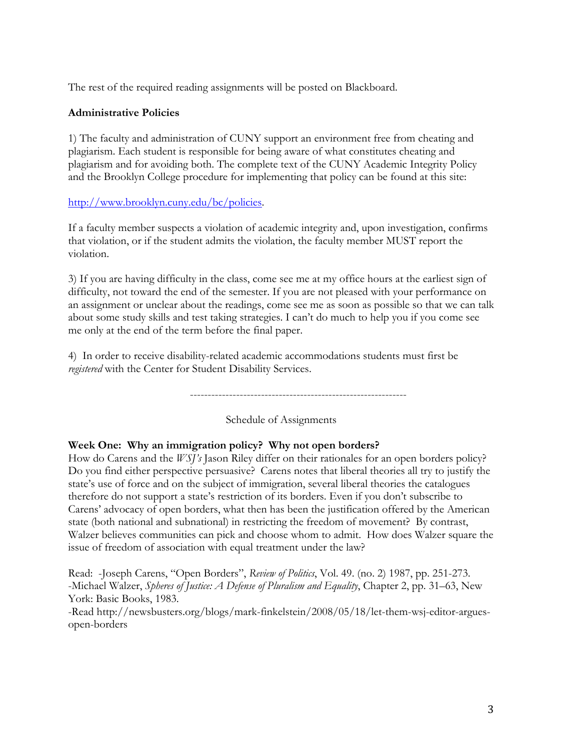The rest of the required reading assignments will be posted on Blackboard.

**Administrative Policies**

1) The faculty and administration of CUNY support an environment free from cheating and plagiarism. Each student is responsible for being aware of what constitutes cheating and plagiarism and for avoiding both. The complete text of the CUNY Academic Integrity Policy and the Brooklyn College procedure for implementing that policy can be found at this site:

[http://www.brooklyn.cuny.edu/bc/policies](http://www.brooklyn.cuny.edu/bc/policies).

If a faculty member suspects a violation of academic integrity and, upon investigation, confirms that violation, or if the student admits the violation, the faculty member MUST report the violation.

3) If you are having difficulty in the class, come see me at my office hours at the earliest sign of difficulty, not toward the end of the semester. If you are not pleased with your performance on an assignment or unclear about the readings, come see me as soon as possible so that we can talk about some study skills and test taking strategies. I can't do much to help you if you come see me only at the end of the term before the final paper.

4) In order to receive disability-related academic accommodations students must first be *registered* with the Center for Student Disability Services.

------------------------------------------------------------

Schedule of Assignments

**Week One: Why an immigration policy? Why not open borders?**
How do Carens and the *WSJ's* Jason Riley differ on their rationales for an open borders policy? Do you find either perspective persuasive? Carens notes that liberal theories all try to justify the state's use of force and on the subject of immigration, several liberal theories the catalogues therefore do not support a state's restriction of its borders. Even if you don't subscribe to Carens' advocacy of open borders, what then has been the justification offered by the American state (both national and subnational) in restricting the freedom of movement? By contrast, Walzer believes communities can pick and choose whom to admit. How does Walzer square the issue of freedom of association with equal treatment under the law?

Read: -Joseph Carens, "Open Borders", *Review of Politics*, Vol. 49. (no. 2) 1987, pp. 251-273.
-Michael Walzer, *Spheres of Justice: A Defense of Pluralism and Equality*, Chapter 2, pp. 31–63, New York: Basic Books, 1983.
-Read http://newsbusters.org/blogs/mark-finkelstein/2008/05/18/let-them-wsj-editor-argues-open-borders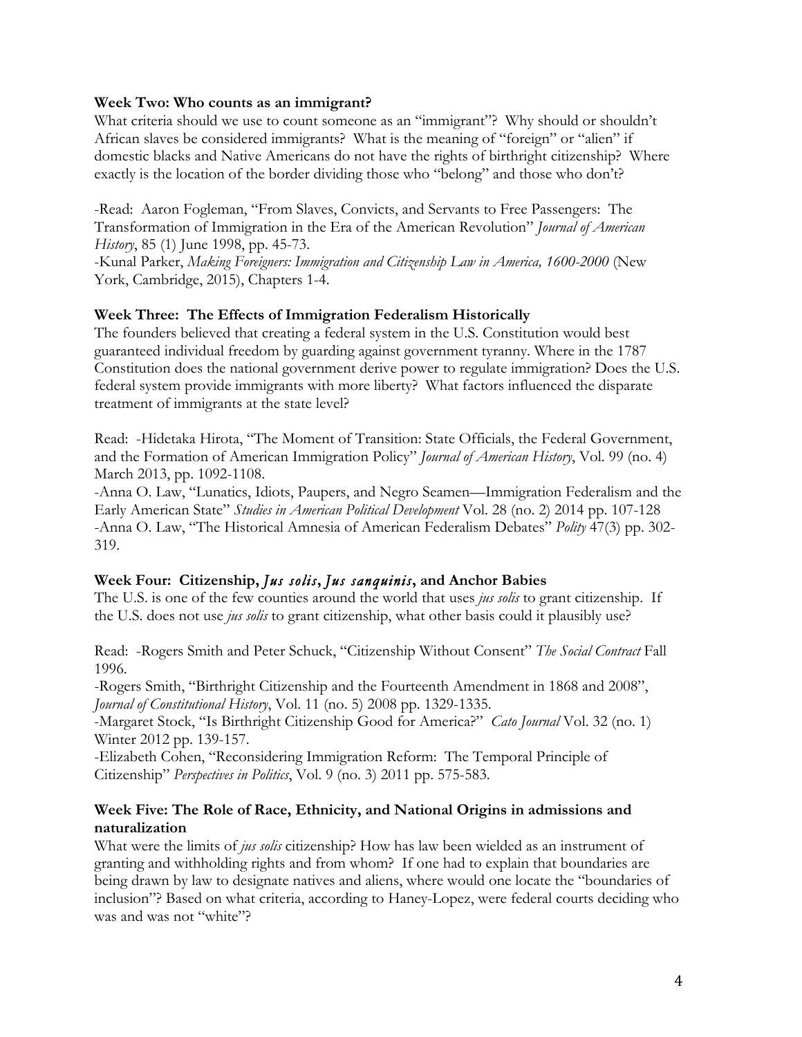**Week Two: Who counts as an immigrant?**

What criteria should we use to count someone as an "immigrant"? Why should or shouldn't African slaves be considered immigrants? What is the meaning of "foreign" or "alien" if domestic blacks and Native Americans do not have the rights of birthright citizenship? Where exactly is the location of the border dividing those who "belong" and those who don't?

-Read: Aaron Fogleman, "From Slaves, Convicts, and Servants to Free Passengers: The Transformation of Immigration in the Era of the American Revolution" *Journal of American History*, 85 (1) June 1998, pp. 45-73.

-Kunal Parker, *Making Foreigners: Immigration and Citizenship Law in America, 1600-2000* (New York, Cambridge, 2015), Chapters 1-4.

**Week Three: The Effects of Immigration Federalism Historically**

The founders believed that creating a federal system in the U.S. Constitution would best guaranteed individual freedom by guarding against government tyranny. Where in the 1787 Constitution does the national government derive power to regulate immigration? Does the U.S. federal system provide immigrants with more liberty? What factors influenced the disparate treatment of immigrants at the state level?

Read: -Hidetaka Hirota, "The Moment of Transition: State Officials, the Federal Government, and the Formation of American Immigration Policy" *Journal of American History*, Vol. 99 (no. 4) March 2013, pp. 1092-1108.

-Anna O. Law, "Lunatics, Idiots, Paupers, and Negro Seamen—Immigration Federalism and the Early American State" *Studies in American Political Development* Vol. 28 (no. 2) 2014 pp. 107-128

-Anna O. Law, "The Historical Amnesia of American Federalism Debates" *Polity* 47(3) pp. 302-319.

**Week Four: Citizenship, *Jus solis*, *Jus sanquinis*, and Anchor Babies**

The U.S. is one of the few counties around the world that uses *jus solis* to grant citizenship. If the U.S. does not use *jus solis* to grant citizenship, what other basis could it plausibly use?

Read: -Rogers Smith and Peter Schuck, "Citizenship Without Consent" *The Social Contract* Fall 1996.

-Rogers Smith, "Birthright Citizenship and the Fourteenth Amendment in 1868 and 2008", *Journal of Constitutional History*, Vol. 11 (no. 5) 2008 pp. 1329-1335.

-Margaret Stock, "Is Birthright Citizenship Good for America?" *Cato Journal* Vol. 32 (no. 1) Winter 2012 pp. 139-157.

-Elizabeth Cohen, "Reconsidering Immigration Reform: The Temporal Principle of Citizenship" *Perspectives in Politics*, Vol. 9 (no. 3) 2011 pp. 575-583.

**Week Five: The Role of Race, Ethnicity, and National Origins in admissions and naturalization**

What were the limits of *jus solis* citizenship? How has law been wielded as an instrument of granting and withholding rights and from whom? If one had to explain that boundaries are being drawn by law to designate natives and aliens, where would one locate the "boundaries of inclusion"? Based on what criteria, according to Haney-Lopez, were federal courts deciding who was and was not "white"?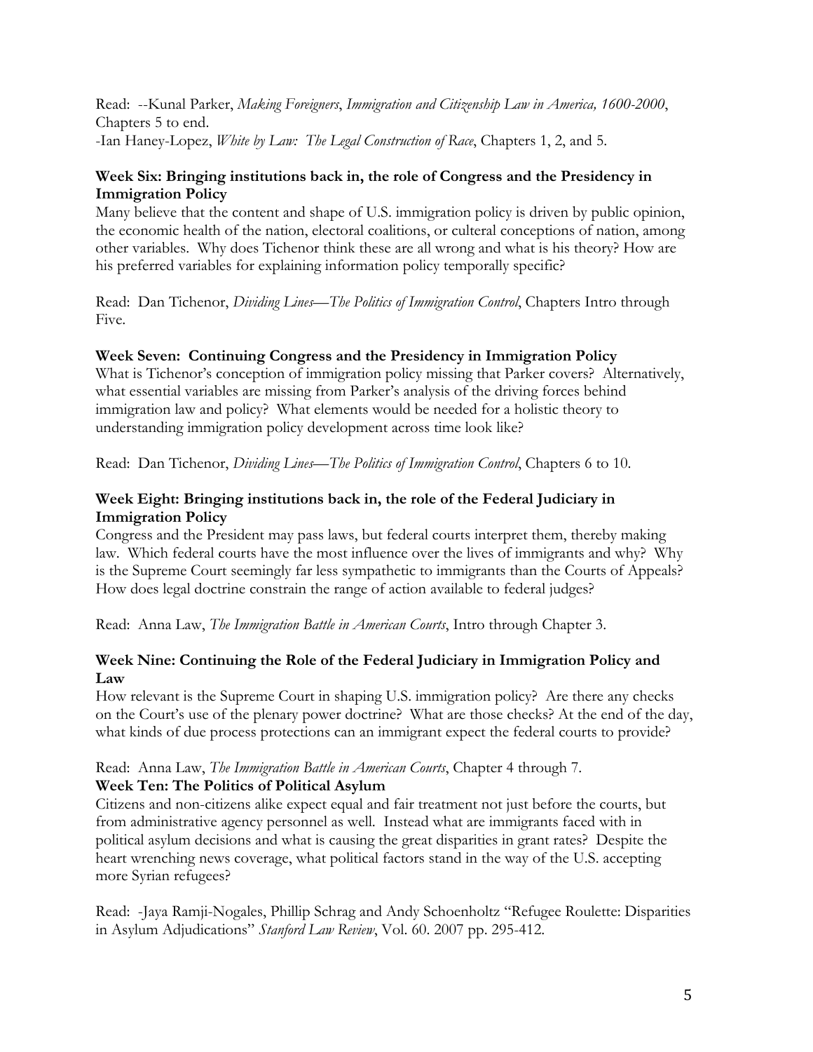Read: --Kunal Parker, *Making Foreigners*, *Immigration and Citizenship Law in America, 1600-2000*, Chapters 5 to end.
-Ian Haney-Lopez, *White by Law: The Legal Construction of Race*, Chapters 1, 2, and 5.

**Week Six: Bringing institutions back in, the role of Congress and the Presidency in Immigration Policy**
Many believe that the content and shape of U.S. immigration policy is driven by public opinion, the economic health of the nation, electoral coalitions, or culteral conceptions of nation, among other variables. Why does Tichenor think these are all wrong and what is his theory? How are his preferred variables for explaining information policy temporally specific?

Read: Dan Tichenor, *Dividing Lines—The Politics of Immigration Control*, Chapters Intro through Five.

**Week Seven: Continuing Congress and the Presidency in Immigration Policy**
What is Tichenor's conception of immigration policy missing that Parker covers? Alternatively, what essential variables are missing from Parker's analysis of the driving forces behind immigration law and policy? What elements would be needed for a holistic theory to understanding immigration policy development across time look like?

Read: Dan Tichenor, *Dividing Lines—The Politics of Immigration Control*, Chapters 6 to 10.

**Week Eight: Bringing institutions back in, the role of the Federal Judiciary in Immigration Policy**
Congress and the President may pass laws, but federal courts interpret them, thereby making law. Which federal courts have the most influence over the lives of immigrants and why? Why is the Supreme Court seemingly far less sympathetic to immigrants than the Courts of Appeals? How does legal doctrine constrain the range of action available to federal judges?

Read: Anna Law, *The Immigration Battle in American Courts*, Intro through Chapter 3.

**Week Nine: Continuing the Role of the Federal Judiciary in Immigration Policy and Law**
How relevant is the Supreme Court in shaping U.S. immigration policy? Are there any checks on the Court's use of the plenary power doctrine? What are those checks? At the end of the day, what kinds of due process protections can an immigrant expect the federal courts to provide?

Read: Anna Law, *The Immigration Battle in American Courts*, Chapter 4 through 7.

**Week Ten: The Politics of Political Asylum**
Citizens and non-citizens alike expect equal and fair treatment not just before the courts, but from administrative agency personnel as well. Instead what are immigrants faced with in political asylum decisions and what is causing the great disparities in grant rates? Despite the heart wrenching news coverage, what political factors stand in the way of the U.S. accepting more Syrian refugees?

Read: -Jaya Ramji-Nogales, Phillip Schrag and Andy Schoenholtz "Refugee Roulette: Disparities in Asylum Adjudications" *Stanford Law Review*, Vol. 60. 2007 pp. 295-412.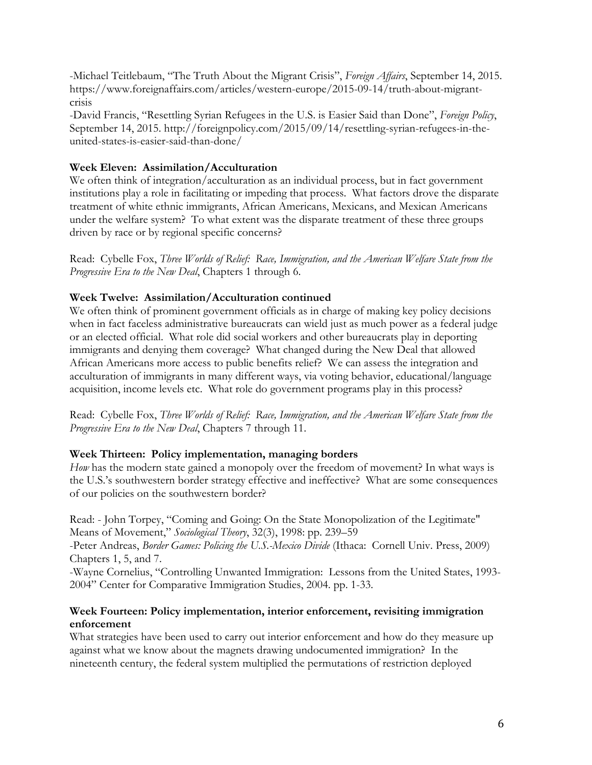-Michael Teitlebaum, "The Truth About the Migrant Crisis", *Foreign Affairs*, September 14, 2015. https://www.foreignaffairs.com/articles/western-europe/2015-09-14/truth-about-migrant-crisis

-David Francis, "Resettling Syrian Refugees in the U.S. is Easier Said than Done", *Foreign Policy*, September 14, 2015. http://foreignpolicy.com/2015/09/14/resettling-syrian-refugees-in-the-united-states-is-easier-said-than-done/

**Week Eleven: Assimilation/Acculturation**

We often think of integration/acculturation as an individual process, but in fact government institutions play a role in facilitating or impeding that process. What factors drove the disparate treatment of white ethnic immigrants, African Americans, Mexicans, and Mexican Americans under the welfare system? To what extent was the disparate treatment of these three groups driven by race or by regional specific concerns?

Read: Cybelle Fox, *Three Worlds of Relief: Race, Immigration, and the American Welfare State from the Progressive Era to the New Deal*, Chapters 1 through 6.

**Week Twelve: Assimilation/Acculturation continued**

We often think of prominent government officials as in charge of making key policy decisions when in fact faceless administrative bureaucrats can wield just as much power as a federal judge or an elected official. What role did social workers and other bureaucrats play in deporting immigrants and denying them coverage? What changed during the New Deal that allowed African Americans more access to public benefits relief? We can assess the integration and acculturation of immigrants in many different ways, via voting behavior, educational/language acquisition, income levels etc. What role do government programs play in this process?

Read: Cybelle Fox, *Three Worlds of Relief: Race, Immigration, and the American Welfare State from the Progressive Era to the New Deal*, Chapters 7 through 11.

**Week Thirteen: Policy implementation, managing borders**

*How* has the modern state gained a monopoly over the freedom of movement? In what ways is the U.S.'s southwestern border strategy effective and ineffective? What are some consequences of our policies on the southwestern border?

Read: - John Torpey, "Coming and Going: On the State Monopolization of the Legitimate" Means of Movement," *Sociological Theory*, 32(3), 1998: pp. 239–59

-Peter Andreas, *Border Games: Policing the U.S.-Mexico Divide* (Ithaca: Cornell Univ. Press, 2009) Chapters 1, 5, and 7.

-Wayne Cornelius, "Controlling Unwanted Immigration: Lessons from the United States, 1993-2004" Center for Comparative Immigration Studies, 2004. pp. 1-33.

**Week Fourteen: Policy implementation, interior enforcement, revisiting immigration enforcement**

What strategies have been used to carry out interior enforcement and how do they measure up against what we know about the magnets drawing undocumented immigration? In the nineteenth century, the federal system multiplied the permutations of restriction deployed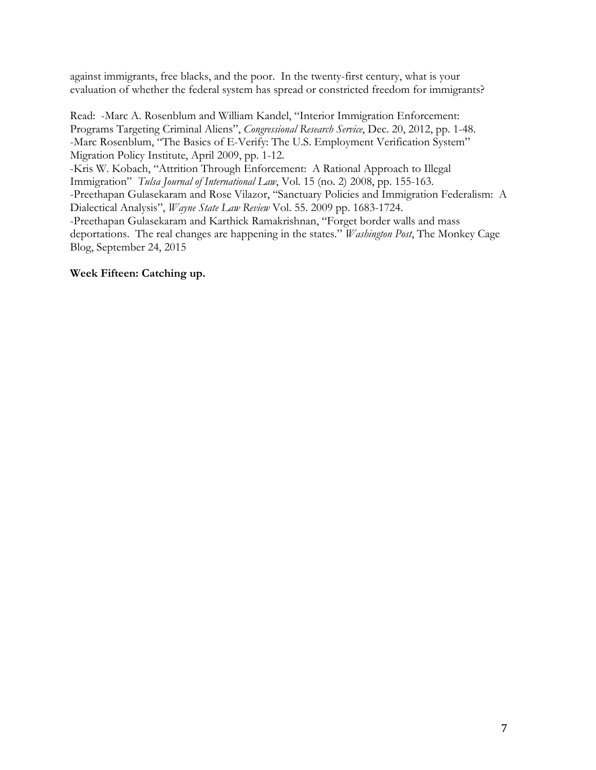against immigrants, free blacks, and the poor. In the twenty-first century, what is your evaluation of whether the federal system has spread or constricted freedom for immigrants?

Read: -Marc A. Rosenblum and William Kandel, "Interior Immigration Enforcement: Programs Targeting Criminal Aliens", *Congressional Research Service*, Dec. 20, 2012, pp. 1-48.
-Marc Rosenblum, "The Basics of E-Verify: The U.S. Employment Verification System" Migration Policy Institute, April 2009, pp. 1-12.
-Kris W. Kobach, "Attrition Through Enforcement: A Rational Approach to Illegal Immigration" *Tulsa Journal of International Law*, Vol. 15 (no. 2) 2008, pp. 155-163.
-Preethapan Gulasekaram and Rose Vilazor, "Sanctuary Policies and Immigration Federalism: A Dialectical Analysis", *Wayne State Law Review* Vol. 55. 2009 pp. 1683-1724.
-Preethapan Gulasekaram and Karthick Ramakrishnan, "Forget border walls and mass deportations. The real changes are happening in the states." *Washington Post*, The Monkey Cage Blog, September 24, 2015

**Week Fifteen: Catching up.**